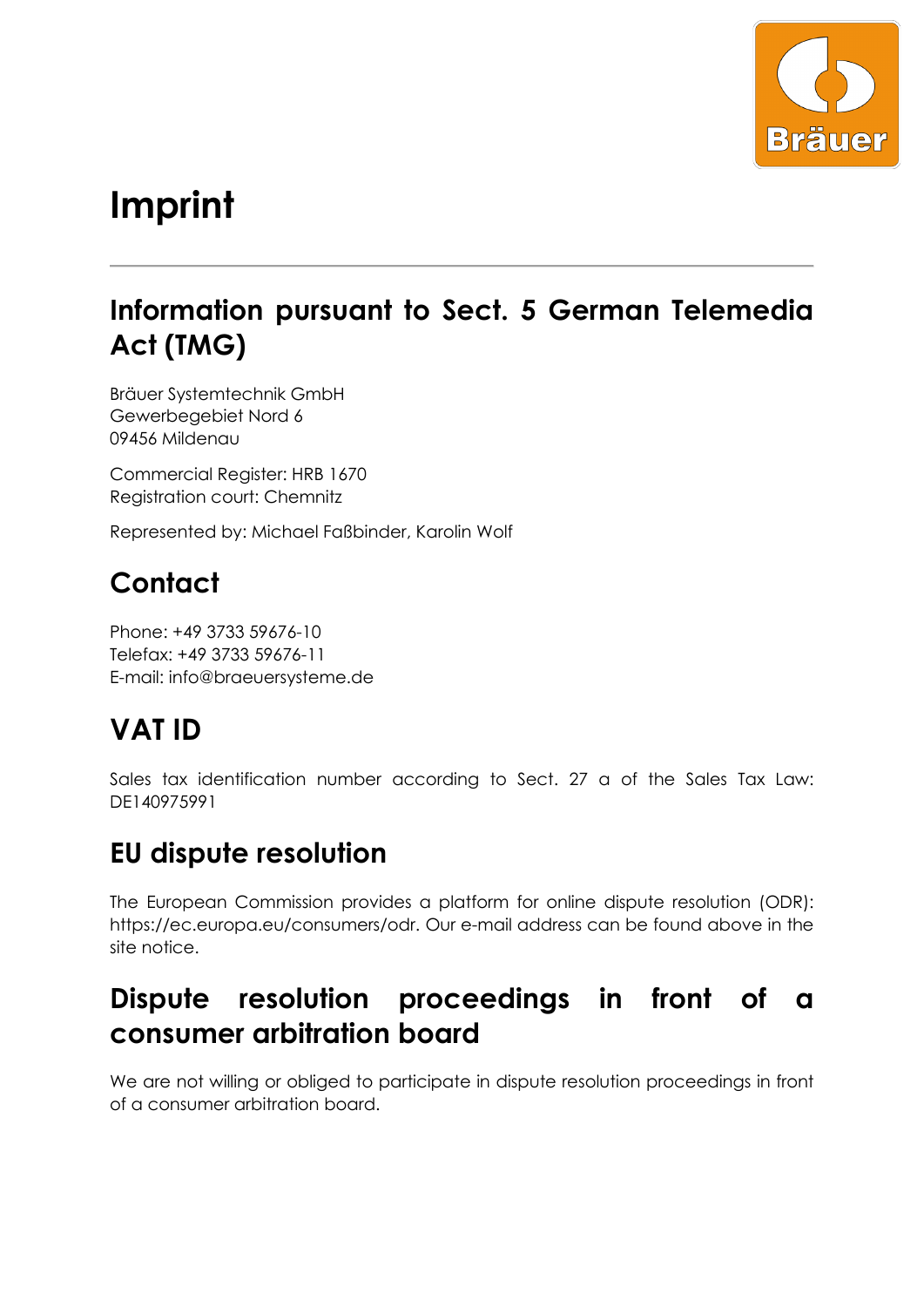# Imprint

## Information pursuant to Sect. 5 German Telemedia Act (TMG)

Bräuer Systemtechnik GmbH
Gewerbegebiet Nord 6
09456 Mildenau

Commercial Register: HRB 1670
Registration court: Chemnitz

Represented by: Michael Faßbinder, Karolin Wolf

## Contact

Phone: +49 3733 59676-10
Telefax: +49 3733 59676-11
E-mail: info@braeuersysteme.de

## VAT ID

Sales tax identification number according to Sect. 27 a of the Sales Tax Law: DE140975991

## EU dispute resolution

The European Commission provides a platform for online dispute resolution (ODR): https://ec.europa.eu/consumers/odr. Our e-mail address can be found above in the site notice.

## Dispute resolution proceedings in front of a consumer arbitration board

We are not willing or obliged to participate in dispute resolution proceedings in front of a consumer arbitration board.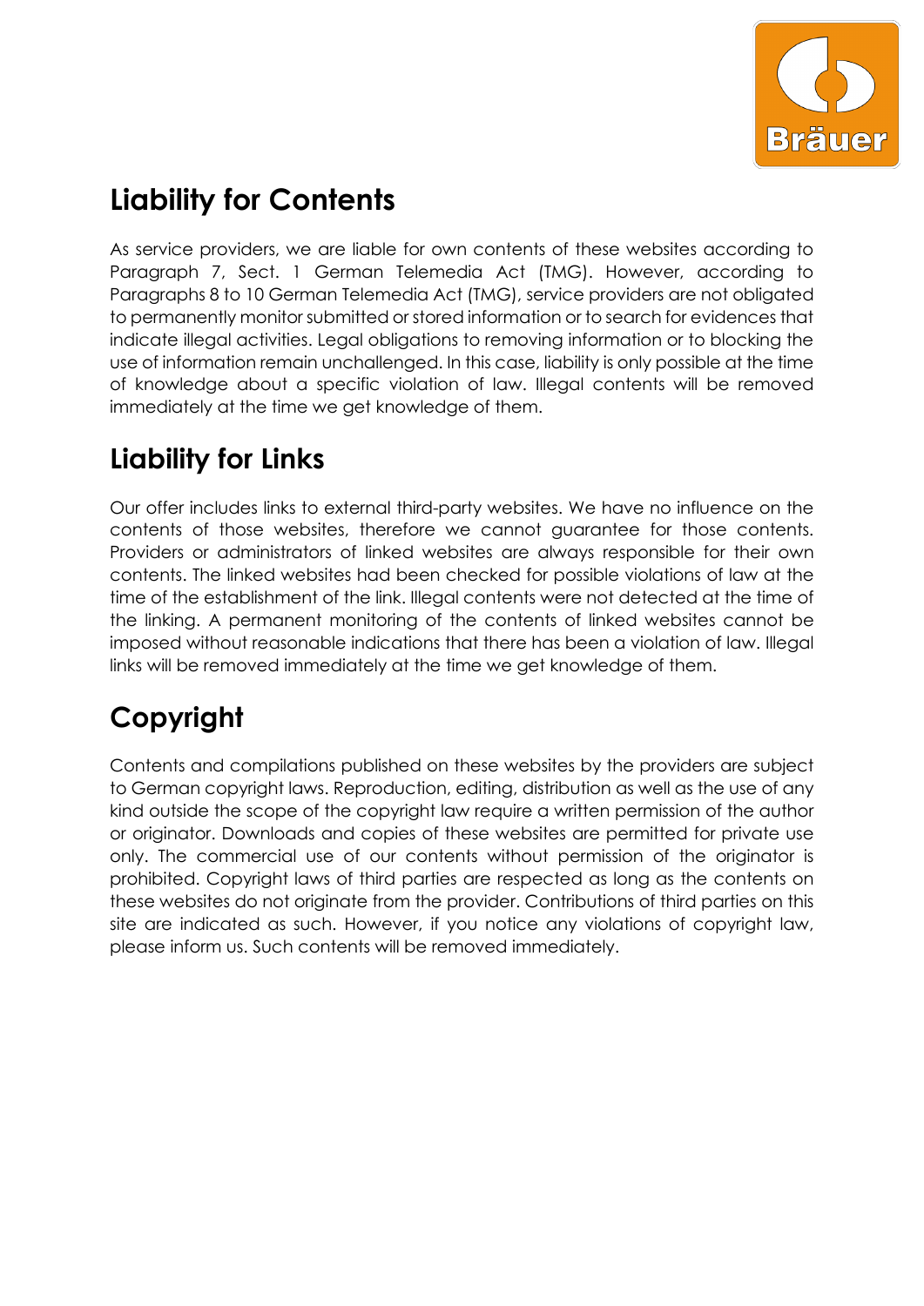## Liability for Contents

As service providers, we are liable for own contents of these websites according to Paragraph 7, Sect. 1 German Telemedia Act (TMG). However, according to Paragraphs 8 to 10 German Telemedia Act (TMG), service providers are not obligated to permanently monitor submitted or stored information or to search for evidences that indicate illegal activities. Legal obligations to removing information or to blocking the use of information remain unchallenged. In this case, liability is only possible at the time of knowledge about a specific violation of law. Illegal contents will be removed immediately at the time we get knowledge of them.

## Liability for Links

Our offer includes links to external third-party websites. We have no influence on the contents of those websites, therefore we cannot guarantee for those contents. Providers or administrators of linked websites are always responsible for their own contents. The linked websites had been checked for possible violations of law at the time of the establishment of the link. Illegal contents were not detected at the time of the linking. A permanent monitoring of the contents of linked websites cannot be imposed without reasonable indications that there has been a violation of law. Illegal links will be removed immediately at the time we get knowledge of them.

## Copyright

Contents and compilations published on these websites by the providers are subject to German copyright laws. Reproduction, editing, distribution as well as the use of any kind outside the scope of the copyright law require a written permission of the author or originator. Downloads and copies of these websites are permitted for private use only. The commercial use of our contents without permission of the originator is prohibited. Copyright laws of third parties are respected as long as the contents on these websites do not originate from the provider. Contributions of third parties on this site are indicated as such. However, if you notice any violations of copyright law, please inform us. Such contents will be removed immediately.